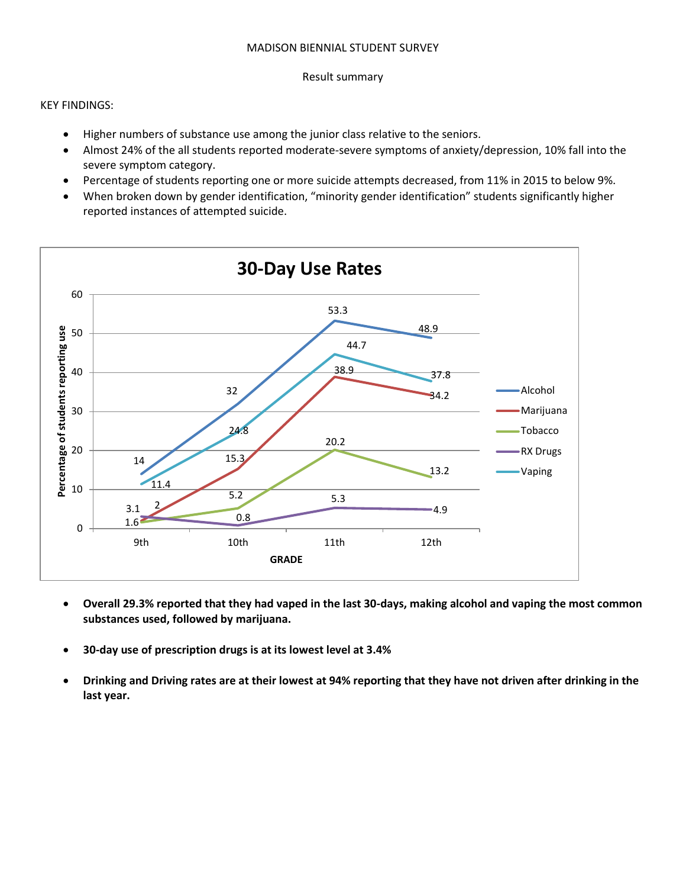MADISON BIENNIAL STUDENT SURVEY

Result summary

KEY FINDINGS:

- Higher numbers of substance use among the junior class relative to the seniors.
- Almost 24% of the all students reported moderate-severe symptoms of anxiety/depression, 10% fall into the severe symptom category.
- Percentage of students reporting one or more suicide attempts decreased, from 11% in 2015 to below 9%.
- When broken down by gender identification, "minority gender identification" students significantly higher reported instances of attempted suicide.

**30-Day Use Rates**

Percentage of students reporting use, by GRADE:

| | 9th | 10th | 11th | 12th |
|---|---|---|---|---|
| Alcohol | 14 | 32 | 53.3 | 48.9 |
| Marijuana | 2 | 15.3 | 38.9 | 34.2 |
| Tobacco | 1.6 | 5.2 | 20.2 | 13.2 |
| RX Drugs | 3.1 | 0.8 | 5.3 | 4.9 |
| Vaping | 11.4 | 24.8 | 44.7 | 37.8 |

- **Overall 29.3% reported that they had vaped in the last 30-days, making alcohol and vaping the most common substances used, followed by marijuana.**

- **30-day use of prescription drugs is at its lowest level at 3.4%**

- **Drinking and Driving rates are at their lowest at 94% reporting that they have not driven after drinking in the last year.**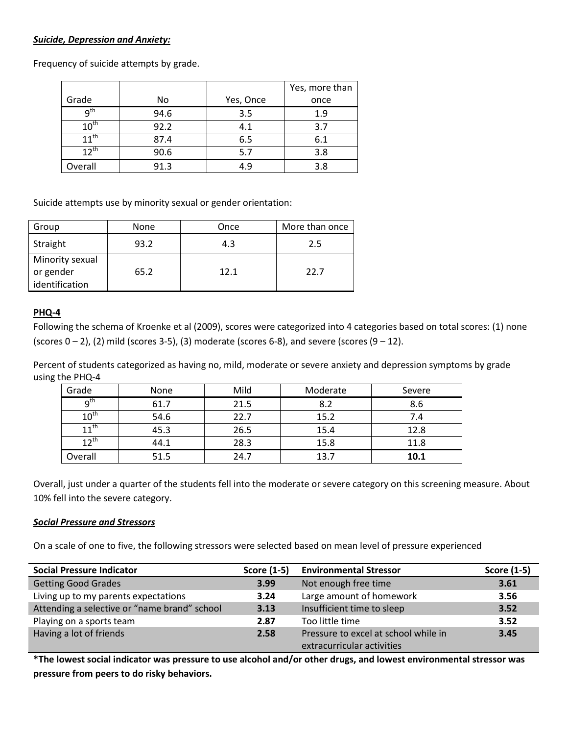***Suicide, Depression and Anxiety:***

Frequency of suicide attempts by grade.

| Grade | No | Yes, Once | Yes, more than once |
|---|---|---|---|
| 9th | 94.6 | 3.5 | 1.9 |
| 10th | 92.2 | 4.1 | 3.7 |
| 11th | 87.4 | 6.5 | 6.1 |
| 12th | 90.6 | 5.7 | 3.8 |
| Overall | 91.3 | 4.9 | 3.8 |

Suicide attempts use by minority sexual or gender orientation:

| Group | None | Once | More than once |
|---|---|---|---|
| Straight | 93.2 | 4.3 | 2.5 |
| Minority sexual or gender identification | 65.2 | 12.1 | 22.7 |

**PHQ-4**

Following the schema of Kroenke et al (2009), scores were categorized into 4 categories based on total scores: (1) none (scores 0 – 2), (2) mild (scores 3-5), (3) moderate (scores 6-8), and severe (scores (9 – 12).

Percent of students categorized as having no, mild, moderate or severe anxiety and depression symptoms by grade using the PHQ-4

| Grade | None | Mild | Moderate | Severe |
|---|---|---|---|---|
| 9th | 61.7 | 21.5 | 8.2 | 8.6 |
| 10th | 54.6 | 22.7 | 15.2 | 7.4 |
| 11th | 45.3 | 26.5 | 15.4 | 12.8 |
| 12th | 44.1 | 28.3 | 15.8 | 11.8 |
| Overall | 51.5 | 24.7 | 13.7 | **10.1** |

Overall, just under a quarter of the students fell into the moderate or severe category on this screening measure. About 10% fell into the severe category.

***Social Pressure and Stressors***

On a scale of one to five, the following stressors were selected based on mean level of pressure experienced

| Social Pressure Indicator | Score (1-5) | Environmental Stressor | Score (1-5) |
|---|---|---|---|
| Getting Good Grades | **3.99** | Not enough free time | **3.61** |
| Living up to my parents expectations | **3.24** | Large amount of homework | **3.56** |
| Attending a selective or "name brand" school | **3.13** | Insufficient time to sleep | **3.52** |
| Playing on a sports team | **2.87** | Too little time | **3.52** |
| Having a lot of friends | **2.58** | Pressure to excel at school while in extracurricular activities | **3.45** |

**\*The lowest social indicator was pressure to use alcohol and/or other drugs, and lowest environmental stressor was pressure from peers to do risky behaviors.**